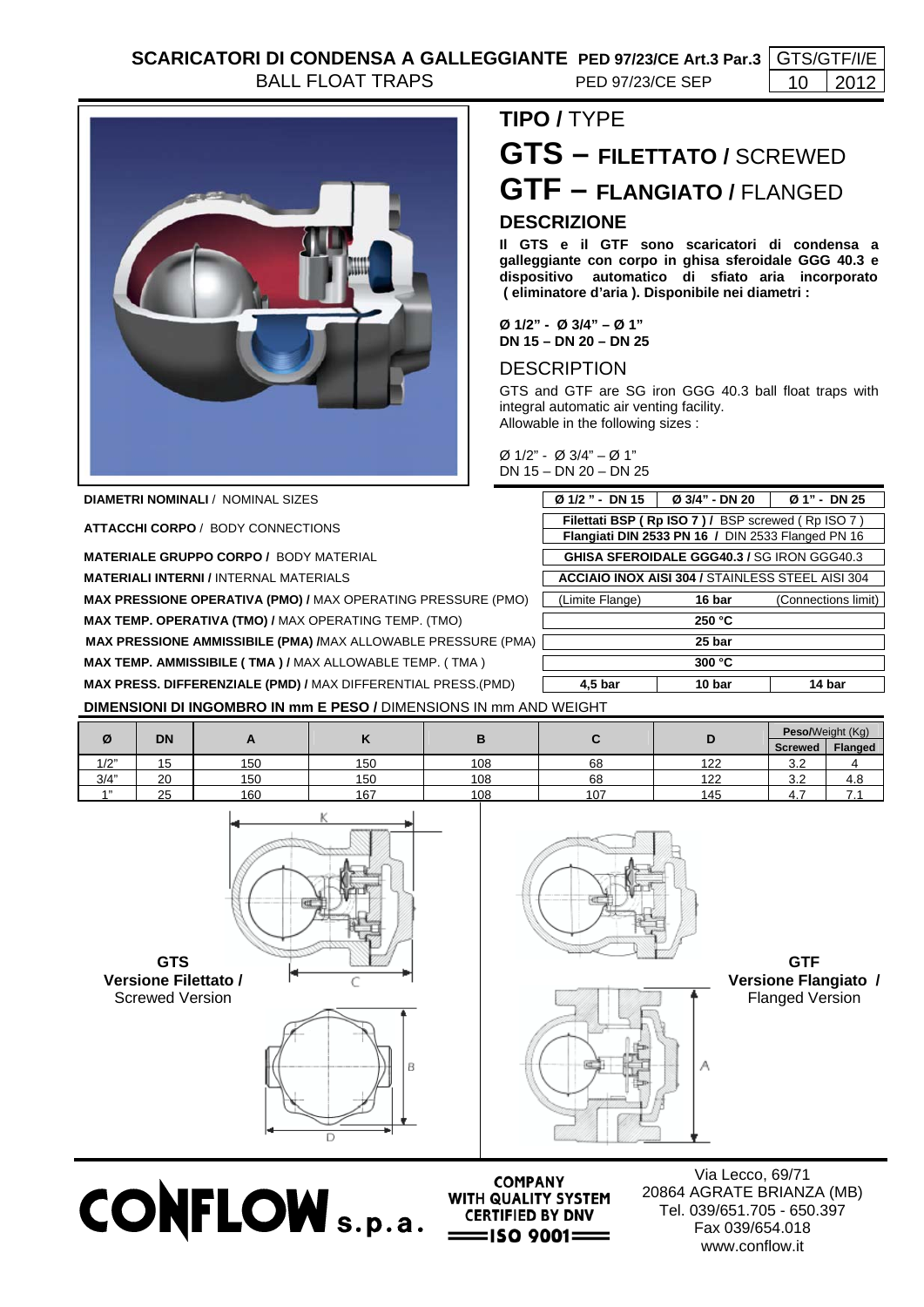# SCARICATORI DI CONDENSA A GALLEGGIANTE PED 97/23/CE Art.3 Par.3

BALL FLOAT TRAPS PED 97/23/CE SEP

GTS/GTF/I/E 10 2012

## TIPO / TYPE

# GTS – FILETTATO / SCREWED

# GTF – FLANGIATO / FLANGED

### DESCRIZIONE

**Il GTS e il GTF sono scaricatori di condensa a galleggiante con corpo in ghisa sferoidale GGG 40.3 e dispositivo automatico di sfiato aria incorporato ( eliminatore d'aria ). Disponibile nei diametri :**

**Ø 1/2" - Ø 3/4" – Ø 1"**
**DN 15 – DN 20 – DN 25**

### DESCRIPTION

GTS and GTF are SG iron GGG 40.3 ball float traps with integral automatic air venting facility.
Allowable in the following sizes :

Ø 1/2" - Ø 3/4" – Ø 1"
DN 15 – DN 20 – DN 25

| | | | |
|---|---|---|---|
| **DIAMETRI NOMINALI** / NOMINAL SIZES | **Ø 1/2 " - DN 15** | **Ø 3/4" - DN 20** | **Ø 1" - DN 25** |
| **ATTACCHI CORPO** / BODY CONNECTIONS | **Filettati BSP ( Rp ISO 7 ) /** BSP screwed ( Rp ISO 7 ) **Flangiati DIN 2533 PN 16 /** DIN 2533 Flanged PN 16 | | |
| **MATERIALE GRUPPO CORPO /** BODY MATERIAL | **GHISA SFEROIDALE GGG40.3 /** SG IRON GGG40.3 | | |
| **MATERIALI INTERNI /** INTERNAL MATERIALS | **ACCIAIO INOX AISI 304 /** STAINLESS STEEL AISI 304 | | |
| **MAX PRESSIONE OPERATIVA (PMO) /** MAX OPERATING PRESSURE (PMO) | (Limite Flange) | **16 bar** | (Connections limit) |
| **MAX TEMP. OPERATIVA (TMO) /** MAX OPERATING TEMP. (TMO) | **250 °C** | | |
| **MAX PRESSIONE AMMISSIBILE (PMA) /** MAX ALLOWABLE PRESSURE (PMA) | **25 bar** | | |
| **MAX TEMP. AMMISSIBILE ( TMA ) /** MAX ALLOWABLE TEMP. ( TMA ) | **300 °C** | | |
| **MAX PRESS. DIFFERENZIALE (PMD) /** MAX DIFFERENTIAL PRESS.(PMD) | **4,5 bar** | **10 bar** | **14 bar** |

**DIMENSIONI DI INGOMBRO IN mm E PESO /** DIMENSIONS IN mm AND WEIGHT

| Ø | DN | A | K | B | C | D | Peso/Weight (Kg) | |
|---|---|---|---|---|---|---|---|---|
| | | | | | | | Screwed | Flanged |
| 1/2" | 15 | 150 | 150 | 108 | 68 | 122 | 3.2 | 4 |
| 3/4" | 20 | 150 | 150 | 108 | 68 | 122 | 3.2 | 4.8 |
| 1" | 25 | 160 | 167 | 108 | 107 | 145 | 4.7 | 7.1 |

**GTS**
**Versione Filettato /**
Screwed Version

**GTF**
**Versione Flangiato /**
Flanged Version

**CONFLOW s.p.a.**

COMPANY WITH QUALITY SYSTEM CERTIFIED BY DNV ISO 9001

Via Lecco, 69/71
20864 AGRATE BRIANZA (MB)
Tel. 039/651.705 - 650.397
Fax 039/654.018
www.conflow.it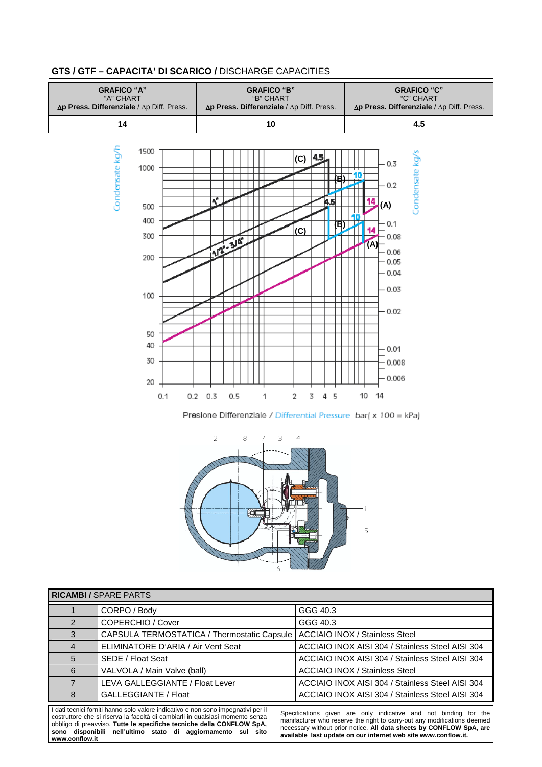## GTS / GTF – CAPACITA' DI SCARICO / DISCHARGE CAPACITIES

| GRAFICO "A" "A" CHART Δp Press. Differenziale / Δp Diff. Press. | GRAFICO "B" "B" CHART Δp Press. Differenziale / Δp Diff. Press. | GRAFICO "C" "C" CHART Δp Press. Differenziale / Δp Diff. Press. |
|---|---|---|
| 14 | 10 | 4.5 |

Condensate kg/h

1500
1000
500
400
300
200
100
50
40
30
20

Condensate kg/s

0.3
0.2
0.1
0.08
0.06
0.05
0.04
0.03
0.02
0.01
0.008
0.006

(C) 4.5
(B) 10
14 (A)
1"
4.5
(C)
(B) 10
14
(A)
1/2" - 3/4"

0.1 0.2 0.3 0.5 1 2 3 4 5 10 14

Pressione Differenziale / Differential Pressure bar( x 100 = kPa)

2 8 7 3 4
1
5
6

| RICAMBI / SPARE PARTS | | |
|---|---|---|
| 1 | CORPO / Body | GGG 40.3 |
| 2 | COPERCHIO / Cover | GGG 40.3 |
| 3 | CAPSULA TERMOSTATICA / Thermostatic Capsule | ACCIAIO INOX / Stainless Steel |
| 4 | ELIMINATORE D'ARIA / Air Vent Seat | ACCIAIO INOX AISI 304 / Stainless Steel AISI 304 |
| 5 | SEDE / Float Seat | ACCIAIO INOX AISI 304 / Stainless Steel AISI 304 |
| 6 | VALVOLA / Main Valve (ball) | ACCIAIO INOX / Stainless Steel |
| 7 | LEVA GALLEGGIANTE / Float Lever | ACCIAIO INOX AISI 304 / Stainless Steel AISI 304 |
| 8 | GALLEGGIANTE / Float | ACCIAIO INOX AISI 304 / Stainless Steel AISI 304 |

I dati tecnici forniti hanno solo valore indicativo e non sono impegnativi per il costruttore che si riserva la facoltà di cambiarli in qualsiasi momento senza obbligo di preavviso. **Tutte le specifiche tecniche della CONFLOW SpA, sono disponibili nell'ultimo stato di aggiornamento sul sito www.conflow.it**

Specifications given are only indicative and not binding for the manifacturer who reserve the right to carry-out any modifications deemed necessary without prior notice. **All data sheets by CONFLOW SpA, are available last update on our internet web site www.conflow.it.**